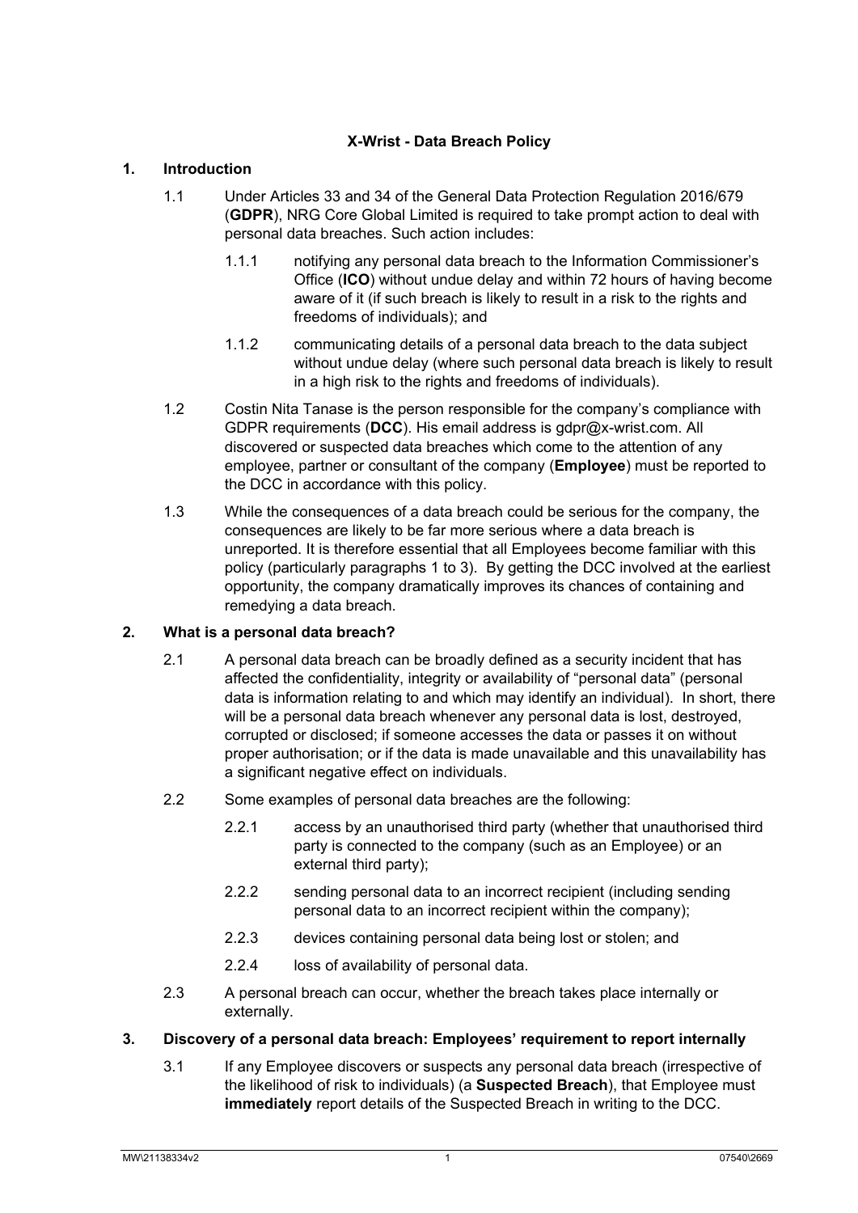**X-Wrist - Data Breach Policy**

## 1. Introduction

1.1 Under Articles 33 and 34 of the General Data Protection Regulation 2016/679 (**GDPR**), NRG Core Global Limited is required to take prompt action to deal with personal data breaches. Such action includes:

1.1.1 notifying any personal data breach to the Information Commissioner's Office (**ICO**) without undue delay and within 72 hours of having become aware of it (if such breach is likely to result in a risk to the rights and freedoms of individuals); and

1.1.2 communicating details of a personal data breach to the data subject without undue delay (where such personal data breach is likely to result in a high risk to the rights and freedoms of individuals).

1.2 Costin Nita Tanase is the person responsible for the company's compliance with GDPR requirements (**DCC**). His email address is gdpr@x-wrist.com. All discovered or suspected data breaches which come to the attention of any employee, partner or consultant of the company (**Employee**) must be reported to the DCC in accordance with this policy.

1.3 While the consequences of a data breach could be serious for the company, the consequences are likely to be far more serious where a data breach is unreported. It is therefore essential that all Employees become familiar with this policy (particularly paragraphs 1 to 3). By getting the DCC involved at the earliest opportunity, the company dramatically improves its chances of containing and remedying a data breach.

## 2. What is a personal data breach?

2.1 A personal data breach can be broadly defined as a security incident that has affected the confidentiality, integrity or availability of "personal data" (personal data is information relating to and which may identify an individual). In short, there will be a personal data breach whenever any personal data is lost, destroyed, corrupted or disclosed; if someone accesses the data or passes it on without proper authorisation; or if the data is made unavailable and this unavailability has a significant negative effect on individuals.

2.2 Some examples of personal data breaches are the following:

2.2.1 access by an unauthorised third party (whether that unauthorised third party is connected to the company (such as an Employee) or an external third party);

2.2.2 sending personal data to an incorrect recipient (including sending personal data to an incorrect recipient within the company);

2.2.3 devices containing personal data being lost or stolen; and

2.2.4 loss of availability of personal data.

2.3 A personal breach can occur, whether the breach takes place internally or externally.

## 3. Discovery of a personal data breach: Employees' requirement to report internally

3.1 If any Employee discovers or suspects any personal data breach (irrespective of the likelihood of risk to individuals) (a **Suspected Breach**), that Employee must **immediately** report details of the Suspected Breach in writing to the DCC.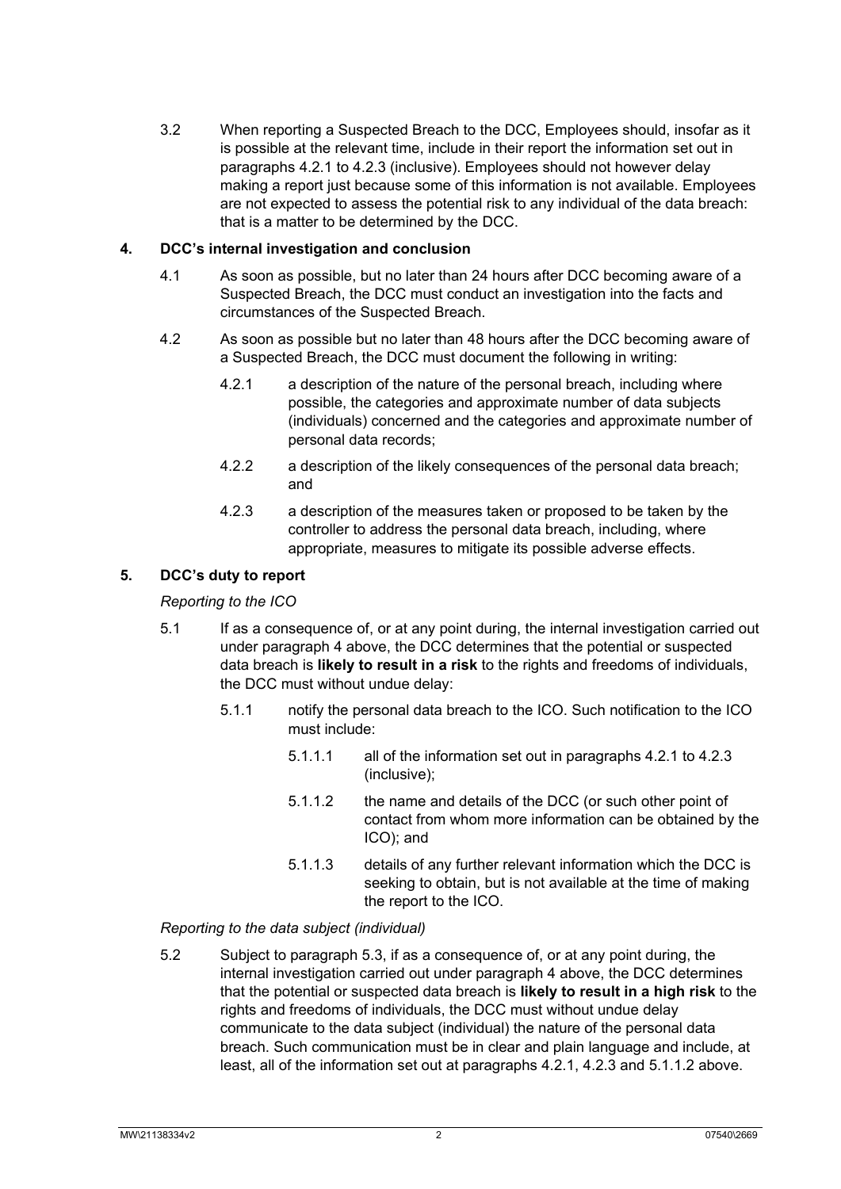3.2 When reporting a Suspected Breach to the DCC, Employees should, insofar as it is possible at the relevant time, include in their report the information set out in paragraphs 4.2.1 to 4.2.3 (inclusive). Employees should not however delay making a report just because some of this information is not available. Employees are not expected to assess the potential risk to any individual of the data breach: that is a matter to be determined by the DCC.

## 4. DCC's internal investigation and conclusion

4.1 As soon as possible, but no later than 24 hours after DCC becoming aware of a Suspected Breach, the DCC must conduct an investigation into the facts and circumstances of the Suspected Breach.

4.2 As soon as possible but no later than 48 hours after the DCC becoming aware of a Suspected Breach, the DCC must document the following in writing:

4.2.1 a description of the nature of the personal breach, including where possible, the categories and approximate number of data subjects (individuals) concerned and the categories and approximate number of personal data records;

4.2.2 a description of the likely consequences of the personal data breach; and

4.2.3 a description of the measures taken or proposed to be taken by the controller to address the personal data breach, including, where appropriate, measures to mitigate its possible adverse effects.

## 5. DCC's duty to report

*Reporting to the ICO*

5.1 If as a consequence of, or at any point during, the internal investigation carried out under paragraph 4 above, the DCC determines that the potential or suspected data breach is **likely to result in a risk** to the rights and freedoms of individuals, the DCC must without undue delay:

5.1.1 notify the personal data breach to the ICO. Such notification to the ICO must include:

5.1.1.1 all of the information set out in paragraphs 4.2.1 to 4.2.3 (inclusive);

5.1.1.2 the name and details of the DCC (or such other point of contact from whom more information can be obtained by the ICO); and

5.1.1.3 details of any further relevant information which the DCC is seeking to obtain, but is not available at the time of making the report to the ICO.

*Reporting to the data subject (individual)*

5.2 Subject to paragraph 5.3, if as a consequence of, or at any point during, the internal investigation carried out under paragraph 4 above, the DCC determines that the potential or suspected data breach is **likely to result in a high risk** to the rights and freedoms of individuals, the DCC must without undue delay communicate to the data subject (individual) the nature of the personal data breach. Such communication must be in clear and plain language and include, at least, all of the information set out at paragraphs 4.2.1, 4.2.3 and 5.1.1.2 above.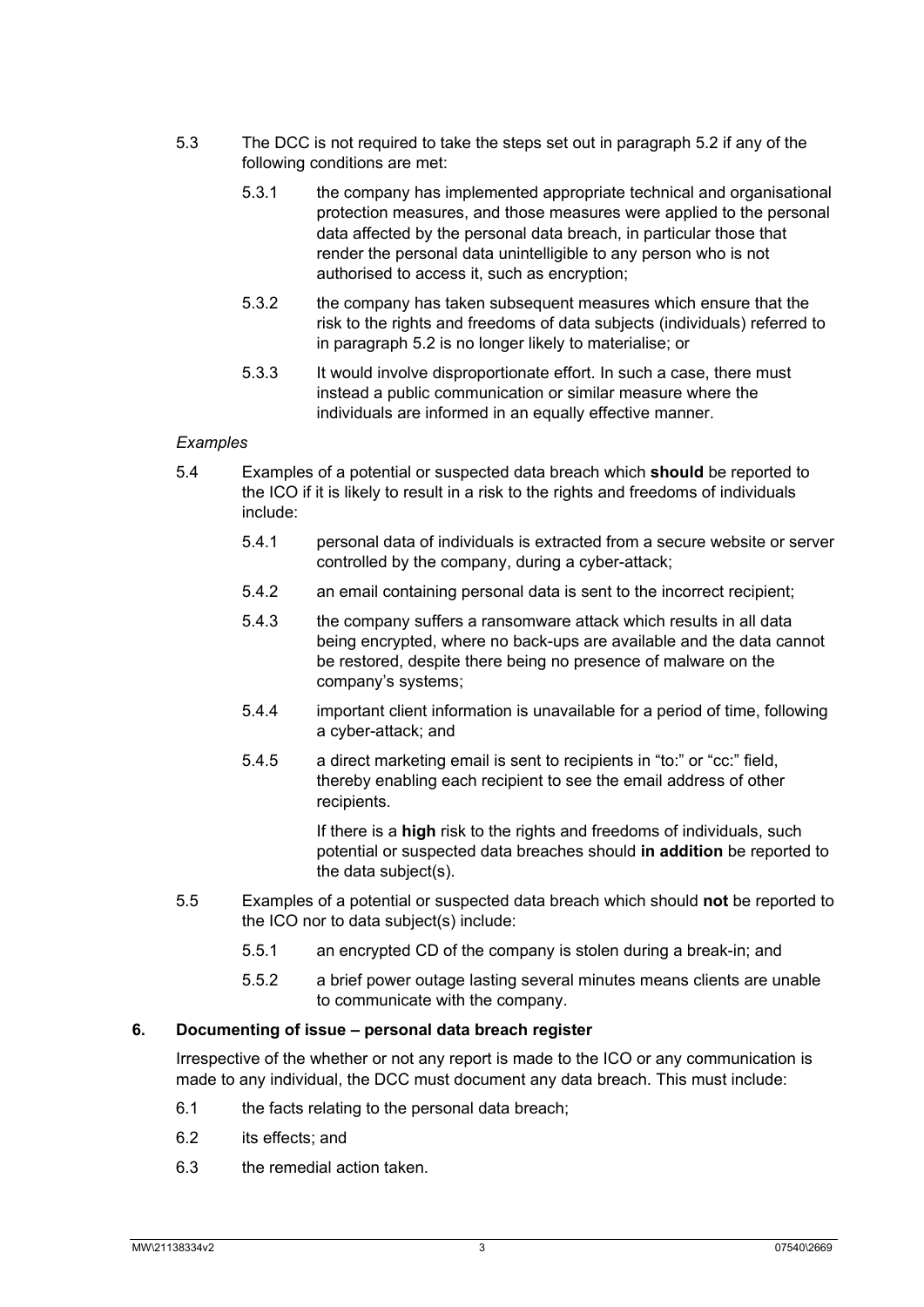5.3 The DCC is not required to take the steps set out in paragraph 5.2 if any of the following conditions are met:

5.3.1 the company has implemented appropriate technical and organisational protection measures, and those measures were applied to the personal data affected by the personal data breach, in particular those that render the personal data unintelligible to any person who is not authorised to access it, such as encryption;

5.3.2 the company has taken subsequent measures which ensure that the risk to the rights and freedoms of data subjects (individuals) referred to in paragraph 5.2 is no longer likely to materialise; or

5.3.3 It would involve disproportionate effort. In such a case, there must instead a public communication or similar measure where the individuals are informed in an equally effective manner.

*Examples*

5.4 Examples of a potential or suspected data breach which **should** be reported to the ICO if it is likely to result in a risk to the rights and freedoms of individuals include:

5.4.1 personal data of individuals is extracted from a secure website or server controlled by the company, during a cyber-attack;

5.4.2 an email containing personal data is sent to the incorrect recipient;

5.4.3 the company suffers a ransomware attack which results in all data being encrypted, where no back-ups are available and the data cannot be restored, despite there being no presence of malware on the company's systems;

5.4.4 important client information is unavailable for a period of time, following a cyber-attack; and

5.4.5 a direct marketing email is sent to recipients in "to:" or "cc:" field, thereby enabling each recipient to see the email address of other recipients.

If there is a **high** risk to the rights and freedoms of individuals, such potential or suspected data breaches should **in addition** be reported to the data subject(s).

5.5 Examples of a potential or suspected data breach which should **not** be reported to the ICO nor to data subject(s) include:

5.5.1 an encrypted CD of the company is stolen during a break-in; and

5.5.2 a brief power outage lasting several minutes means clients are unable to communicate with the company.

## 6. Documenting of issue – personal data breach register

Irrespective of the whether or not any report is made to the ICO or any communication is made to any individual, the DCC must document any data breach. This must include:

6.1 the facts relating to the personal data breach;

6.2 its effects; and

6.3 the remedial action taken.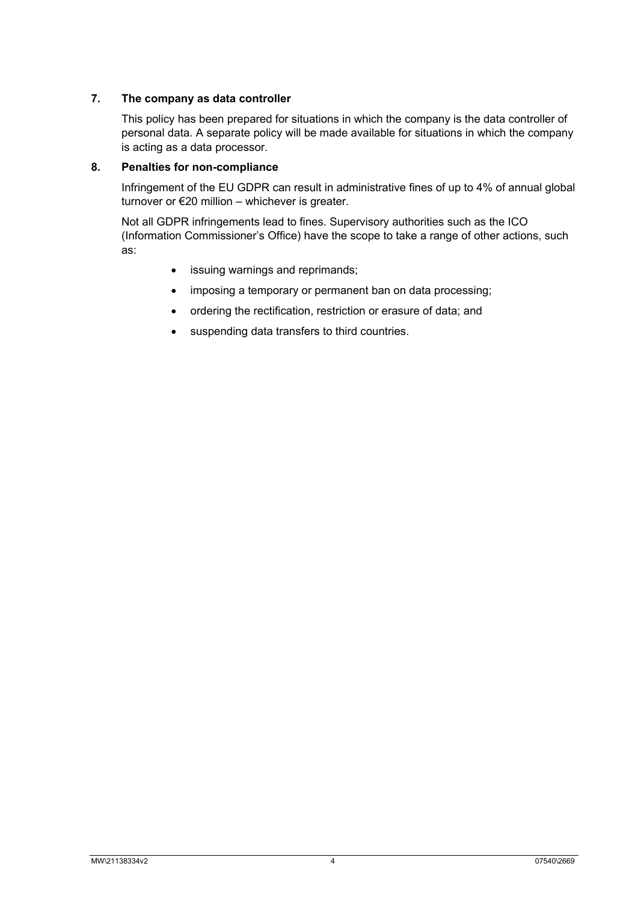## 7. The company as data controller

This policy has been prepared for situations in which the company is the data controller of personal data. A separate policy will be made available for situations in which the company is acting as a data processor.

## 8. Penalties for non-compliance

Infringement of the EU GDPR can result in administrative fines of up to 4% of annual global turnover or €20 million – whichever is greater.

Not all GDPR infringements lead to fines. Supervisory authorities such as the ICO (Information Commissioner's Office) have the scope to take a range of other actions, such as:

- issuing warnings and reprimands;
- imposing a temporary or permanent ban on data processing;
- ordering the rectification, restriction or erasure of data; and
- suspending data transfers to third countries.